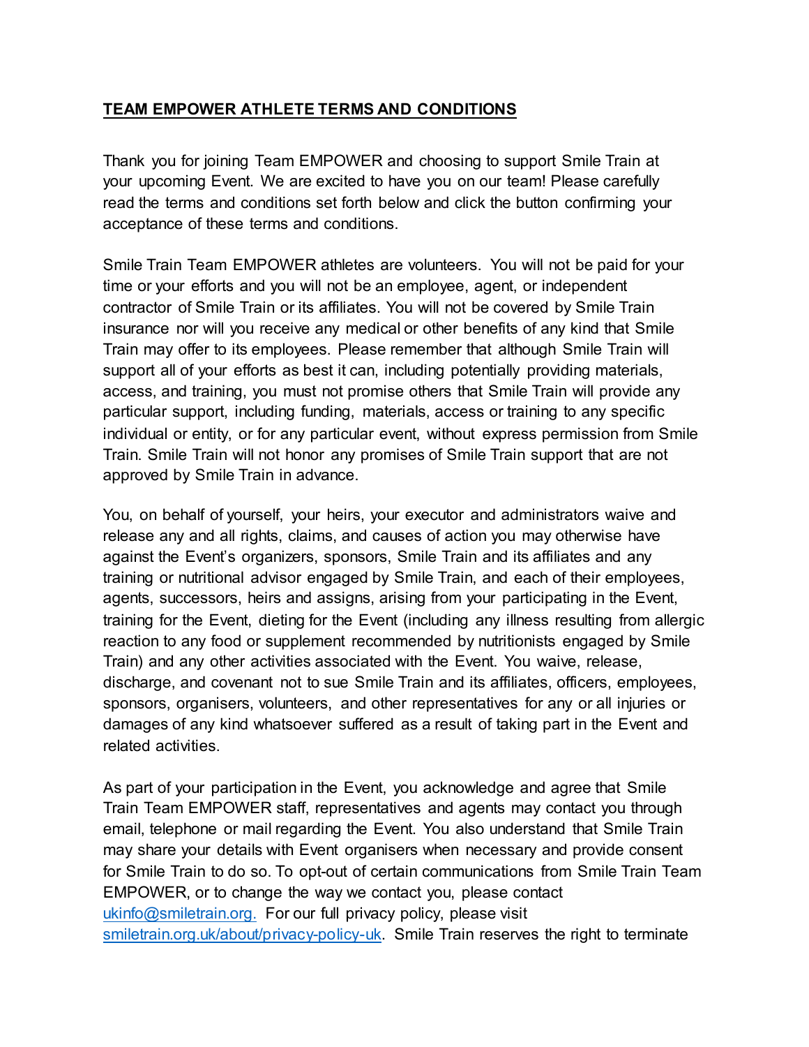**TEAM EMPOWER ATHLETE TERMS AND CONDITIONS**

Thank you for joining Team EMPOWER and choosing to support Smile Train at your upcoming Event. We are excited to have you on our team! Please carefully read the terms and conditions set forth below and click the button confirming your acceptance of these terms and conditions.

Smile Train Team EMPOWER athletes are volunteers. You will not be paid for your time or your efforts and you will not be an employee, agent, or independent contractor of Smile Train or its affiliates. You will not be covered by Smile Train insurance nor will you receive any medical or other benefits of any kind that Smile Train may offer to its employees. Please remember that although Smile Train will support all of your efforts as best it can, including potentially providing materials, access, and training, you must not promise others that Smile Train will provide any particular support, including funding, materials, access or training to any specific individual or entity, or for any particular event, without express permission from Smile Train. Smile Train will not honor any promises of Smile Train support that are not approved by Smile Train in advance.

You, on behalf of yourself, your heirs, your executor and administrators waive and release any and all rights, claims, and causes of action you may otherwise have against the Event's organizers, sponsors, Smile Train and its affiliates and any training or nutritional advisor engaged by Smile Train, and each of their employees, agents, successors, heirs and assigns, arising from your participating in the Event, training for the Event, dieting for the Event (including any illness resulting from allergic reaction to any food or supplement recommended by nutritionists engaged by Smile Train) and any other activities associated with the Event. You waive, release, discharge, and covenant not to sue Smile Train and its affiliates, officers, employees, sponsors, organisers, volunteers, and other representatives for any or all injuries or damages of any kind whatsoever suffered as a result of taking part in the Event and related activities.

As part of your participation in the Event, you acknowledge and agree that Smile Train Team EMPOWER staff, representatives and agents may contact you through email, telephone or mail regarding the Event. You also understand that Smile Train may share your details with Event organisers when necessary and provide consent for Smile Train to do so. To opt-out of certain communications from Smile Train Team EMPOWER, or to change the way we contact you, please contact ukinfo@smiletrain.org. For our full privacy policy, please visit smiletrain.org.uk/about/privacy-policy-uk. Smile Train reserves the right to terminate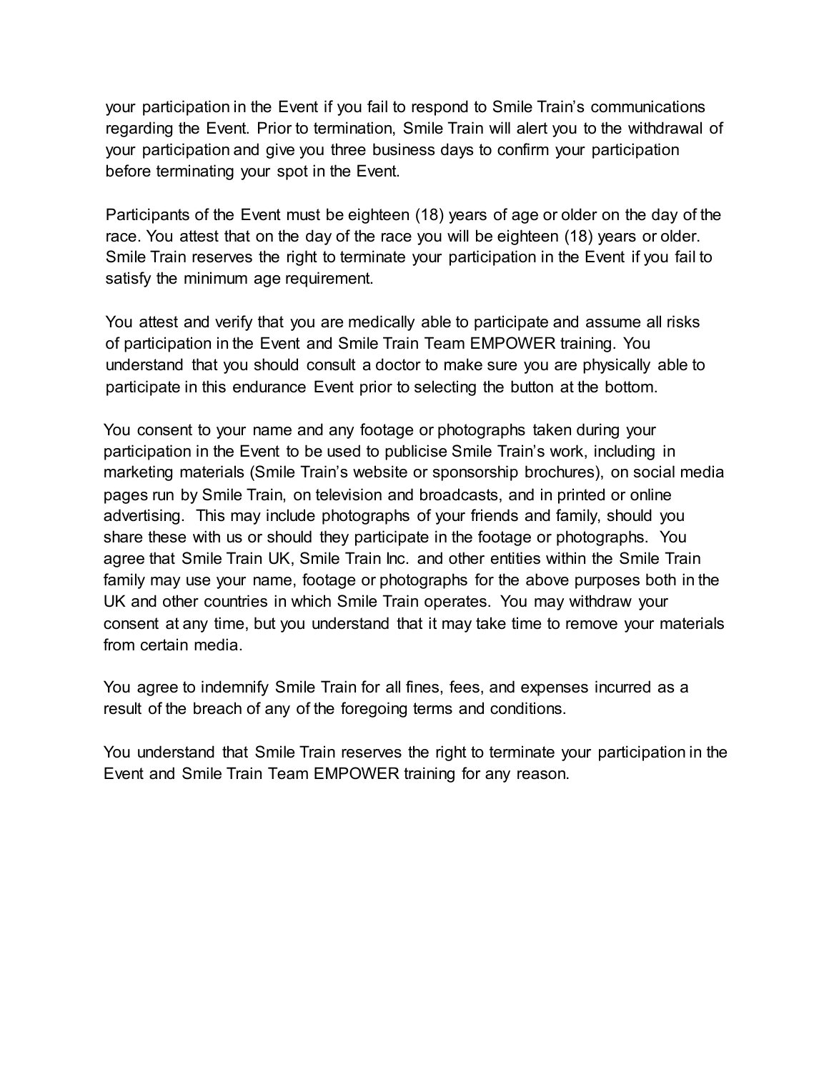your participation in the Event if you fail to respond to Smile Train's communications regarding the Event. Prior to termination, Smile Train will alert you to the withdrawal of your participation and give you three business days to confirm your participation before terminating your spot in the Event.

Participants of the Event must be eighteen (18) years of age or older on the day of the race. You attest that on the day of the race you will be eighteen (18) years or older. Smile Train reserves the right to terminate your participation in the Event if you fail to satisfy the minimum age requirement.

You attest and verify that you are medically able to participate and assume all risks of participation in the Event and Smile Train Team EMPOWER training. You understand that you should consult a doctor to make sure you are physically able to participate in this endurance Event prior to selecting the button at the bottom.

You consent to your name and any footage or photographs taken during your participation in the Event to be used to publicise Smile Train's work, including in marketing materials (Smile Train's website or sponsorship brochures), on social media pages run by Smile Train, on television and broadcasts, and in printed or online advertising. This may include photographs of your friends and family, should you share these with us or should they participate in the footage or photographs. You agree that Smile Train UK, Smile Train Inc. and other entities within the Smile Train family may use your name, footage or photographs for the above purposes both in the UK and other countries in which Smile Train operates. You may withdraw your consent at any time, but you understand that it may take time to remove your materials from certain media.

You agree to indemnify Smile Train for all fines, fees, and expenses incurred as a result of the breach of any of the foregoing terms and conditions.

You understand that Smile Train reserves the right to terminate your participation in the Event and Smile Train Team EMPOWER training for any reason.